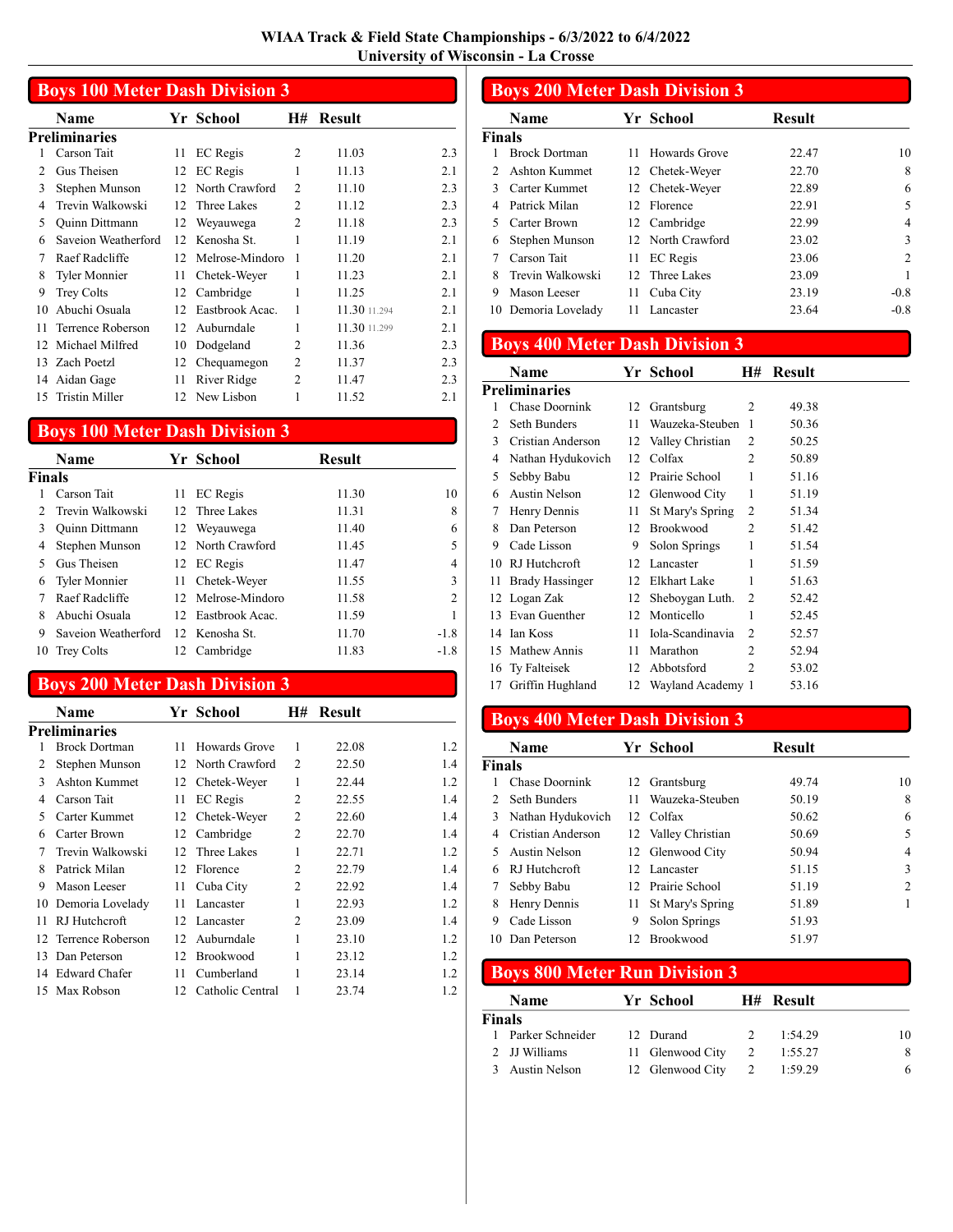# WIAA Track & Field State Championships - 6/3/2022 to 6/4/2022
## University of Wisconsin - La Crosse

## Boys 100 Meter Dash Division 3

**Preliminaries**

| | Name | Yr | School | H# | Result | |
|---|---|---|---|---|---|---|
| 1 | Carson Tait | 11 | EC Regis | 2 | 11.03 | 2.3 |
| 2 | Gus Theisen | 12 | EC Regis | 1 | 11.13 | 2.1 |
| 3 | Stephen Munson | 12 | North Crawford | 2 | 11.10 | 2.3 |
| 4 | Trevin Walkowski | 12 | Three Lakes | 2 | 11.12 | 2.3 |
| 5 | Quinn Dittmann | 12 | Weyauwega | 2 | 11.18 | 2.3 |
| 6 | Saveion Weatherford | 12 | Kenosha St. | 1 | 11.19 | 2.1 |
| 7 | Raef Radcliffe | 12 | Melrose-Mindoro | 1 | 11.20 | 2.1 |
| 8 | Tyler Monnier | 11 | Chetek-Weyer | 1 | 11.23 | 2.1 |
| 9 | Trey Colts | 12 | Cambridge | 1 | 11.25 | 2.1 |
| 10 | Abuchi Osuala | 12 | Eastbrook Acac. | 1 | 11.30 11.294 | 2.1 |
| 11 | Terrence Roberson | 12 | Auburndale | 1 | 11.30 11.299 | 2.1 |
| 12 | Michael Milfred | 10 | Dodgeland | 2 | 11.36 | 2.3 |
| 13 | Zach Poetzl | 12 | Chequamegon | 2 | 11.37 | 2.3 |
| 14 | Aidan Gage | 11 | River Ridge | 2 | 11.47 | 2.3 |
| 15 | Tristin Miller | 12 | New Lisbon | 1 | 11.52 | 2.1 |

## Boys 100 Meter Dash Division 3

**Finals**

| | Name | Yr | School | Result | |
|---|---|---|---|---|---|
| 1 | Carson Tait | 11 | EC Regis | 11.30 | 10 |
| 2 | Trevin Walkowski | 12 | Three Lakes | 11.31 | 8 |
| 3 | Quinn Dittmann | 12 | Weyauwega | 11.40 | 6 |
| 4 | Stephen Munson | 12 | North Crawford | 11.45 | 5 |
| 5 | Gus Theisen | 12 | EC Regis | 11.47 | 4 |
| 6 | Tyler Monnier | 11 | Chetek-Weyer | 11.55 | 3 |
| 7 | Raef Radcliffe | 12 | Melrose-Mindoro | 11.58 | 2 |
| 8 | Abuchi Osuala | 12 | Eastbrook Acac. | 11.59 | 1 |
| 9 | Saveion Weatherford | 12 | Kenosha St. | 11.70 | -1.8 |
| 10 | Trey Colts | 12 | Cambridge | 11.83 | -1.8 |

## Boys 200 Meter Dash Division 3

**Preliminaries**

| | Name | Yr | School | H# | Result | |
|---|---|---|---|---|---|---|
| 1 | Brock Dortman | 11 | Howards Grove | 1 | 22.08 | 1.2 |
| 2 | Stephen Munson | 12 | North Crawford | 2 | 22.50 | 1.4 |
| 3 | Ashton Kummet | 12 | Chetek-Weyer | 1 | 22.44 | 1.2 |
| 4 | Carson Tait | 11 | EC Regis | 2 | 22.55 | 1.4 |
| 5 | Carter Kummet | 12 | Chetek-Weyer | 2 | 22.60 | 1.4 |
| 6 | Carter Brown | 12 | Cambridge | 2 | 22.70 | 1.4 |
| 7 | Trevin Walkowski | 12 | Three Lakes | 1 | 22.71 | 1.2 |
| 8 | Patrick Milan | 12 | Florence | 2 | 22.79 | 1.4 |
| 9 | Mason Leeser | 11 | Cuba City | 2 | 22.92 | 1.4 |
| 10 | Demoria Lovelady | 11 | Lancaster | 1 | 22.93 | 1.2 |
| 11 | RJ Hutchcroft | 12 | Lancaster | 2 | 23.09 | 1.4 |
| 12 | Terrence Roberson | 12 | Auburndale | 1 | 23.10 | 1.2 |
| 13 | Dan Peterson | 12 | Brookwood | 1 | 23.12 | 1.2 |
| 14 | Edward Chafer | 11 | Cumberland | 1 | 23.14 | 1.2 |
| 15 | Max Robson | 12 | Catholic Central | 1 | 23.74 | 1.2 |

## Boys 200 Meter Dash Division 3

**Finals**

| | Name | Yr | School | Result | |
|---|---|---|---|---|---|
| 1 | Brock Dortman | 11 | Howards Grove | 22.47 | 10 |
| 2 | Ashton Kummet | 12 | Chetek-Weyer | 22.70 | 8 |
| 3 | Carter Kummet | 12 | Chetek-Weyer | 22.89 | 6 |
| 4 | Patrick Milan | 12 | Florence | 22.91 | 5 |
| 5 | Carter Brown | 12 | Cambridge | 22.99 | 4 |
| 6 | Stephen Munson | 12 | North Crawford | 23.02 | 3 |
| 7 | Carson Tait | 11 | EC Regis | 23.06 | 2 |
| 8 | Trevin Walkowski | 12 | Three Lakes | 23.09 | 1 |
| 9 | Mason Leeser | 11 | Cuba City | 23.19 | -0.8 |
| 10 | Demoria Lovelady | 11 | Lancaster | 23.64 | -0.8 |

## Boys 400 Meter Dash Division 3

**Preliminaries**

| | Name | Yr | School | H# | Result |
|---|---|---|---|---|---|
| 1 | Chase Doornink | 12 | Grantsburg | 2 | 49.38 |
| 2 | Seth Bunders | 11 | Wauzeka-Steuben | 1 | 50.36 |
| 3 | Cristian Anderson | 12 | Valley Christian | 2 | 50.25 |
| 4 | Nathan Hydukovich | 12 | Colfax | 2 | 50.89 |
| 5 | Sebby Babu | 12 | Prairie School | 1 | 51.16 |
| 6 | Austin Nelson | 12 | Glenwood City | 1 | 51.19 |
| 7 | Henry Dennis | 11 | St Mary's Spring | 2 | 51.34 |
| 8 | Dan Peterson | 12 | Brookwood | 2 | 51.42 |
| 9 | Cade Lisson | 9 | Solon Springs | 1 | 51.54 |
| 10 | RJ Hutchcroft | 12 | Lancaster | 1 | 51.59 |
| 11 | Brady Hassinger | 12 | Elkhart Lake | 1 | 51.63 |
| 12 | Logan Zak | 12 | Sheboygan Luth. | 2 | 52.42 |
| 13 | Evan Guenther | 12 | Monticello | 1 | 52.45 |
| 14 | Ian Koss | 11 | Iola-Scandinavia | 2 | 52.57 |
| 15 | Mathew Annis | 11 | Marathon | 2 | 52.94 |
| 16 | Ty Falteisek | 12 | Abbotsford | 2 | 53.02 |
| 17 | Griffin Hughland | 12 | Wayland Academy | 1 | 53.16 |

## Boys 400 Meter Dash Division 3

**Finals**

| | Name | Yr | School | Result | |
|---|---|---|---|---|---|
| 1 | Chase Doornink | 12 | Grantsburg | 49.74 | 10 |
| 2 | Seth Bunders | 11 | Wauzeka-Steuben | 50.19 | 8 |
| 3 | Nathan Hydukovich | 12 | Colfax | 50.62 | 6 |
| 4 | Cristian Anderson | 12 | Valley Christian | 50.69 | 5 |
| 5 | Austin Nelson | 12 | Glenwood City | 50.94 | 4 |
| 6 | RJ Hutchcroft | 12 | Lancaster | 51.15 | 3 |
| 7 | Sebby Babu | 12 | Prairie School | 51.19 | 2 |
| 8 | Henry Dennis | 11 | St Mary's Spring | 51.89 | 1 |
| 9 | Cade Lisson | 9 | Solon Springs | 51.93 | |
| 10 | Dan Peterson | 12 | Brookwood | 51.97 | |

## Boys 800 Meter Run Division 3

**Finals**

| | Name | Yr | School | H# | Result | |
|---|---|---|---|---|---|---|
| 1 | Parker Schneider | 12 | Durand | 2 | 1:54.29 | 10 |
| 2 | JJ Williams | 11 | Glenwood City | 2 | 1:55.27 | 8 |
| 3 | Austin Nelson | 12 | Glenwood City | 2 | 1:59.29 | 6 |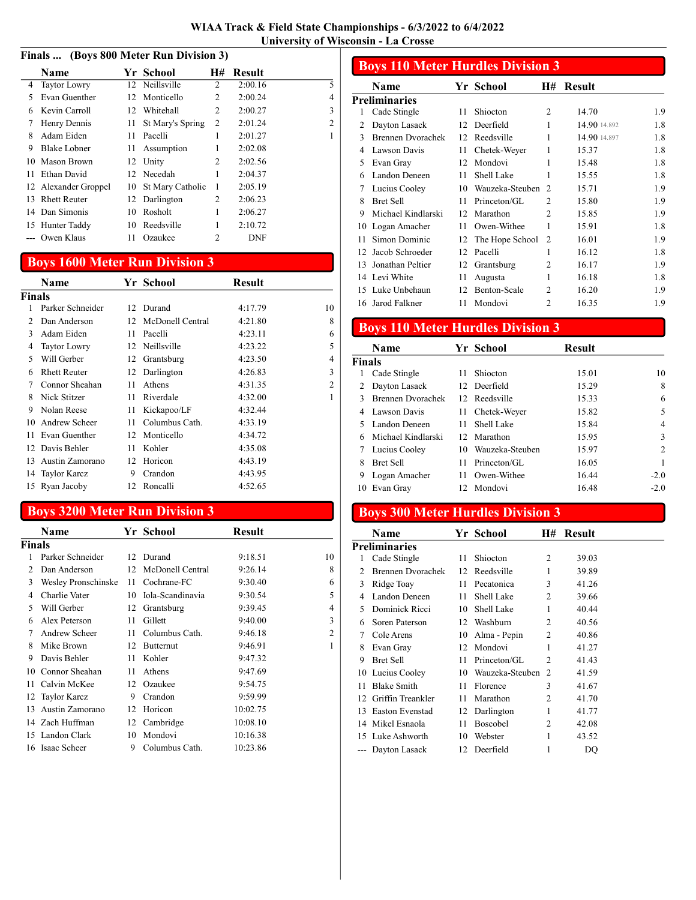# WIAA Track & Field State Championships - 6/3/2022 to 6/4/2022
## University of Wisconsin - La Crosse

### Finals ... (Boys 800 Meter Run Division 3)

| | Name | Yr | School | H# | Result | |
|---|---|---|---|---|---|---|
| 4 | Taytor Lowry | 12 | Neillsville | 2 | 2:00.16 | 5 |
| 5 | Evan Guenther | 12 | Monticello | 2 | 2:00.24 | 4 |
| 6 | Kevin Carroll | 12 | Whitehall | 2 | 2:00.27 | 3 |
| 7 | Henry Dennis | 11 | St Mary's Spring | 2 | 2:01.24 | 2 |
| 8 | Adam Eiden | 11 | Pacelli | 1 | 2:01.27 | 1 |
| 9 | Blake Lobner | 11 | Assumption | 1 | 2:02.08 | |
| 10 | Mason Brown | 12 | Unity | 2 | 2:02.56 | |
| 11 | Ethan David | 12 | Necedah | 1 | 2:04.37 | |
| 12 | Alexander Groppel | 10 | St Mary Catholic | 1 | 2:05.19 | |
| 13 | Rhett Reuter | 12 | Darlington | 2 | 2:06.23 | |
| 14 | Dan Simonis | 10 | Rosholt | 1 | 2:06.27 | |
| 15 | Hunter Taddy | 10 | Reedsville | 1 | 2:10.72 | |
| --- | Owen Klaus | 11 | Ozaukee | 2 | DNF | |

## Boys 1600 Meter Run Division 3

**Finals**

| | Name | Yr | School | Result | |
|---|---|---|---|---|---|
| 1 | Parker Schneider | 12 | Durand | 4:17.79 | 10 |
| 2 | Dan Anderson | 12 | McDonell Central | 4:21.80 | 8 |
| 3 | Adam Eiden | 11 | Pacelli | 4:23.11 | 6 |
| 4 | Taytor Lowry | 12 | Neillsville | 4:23.22 | 5 |
| 5 | Will Gerber | 12 | Grantsburg | 4:23.50 | 4 |
| 6 | Rhett Reuter | 12 | Darlington | 4:26.83 | 3 |
| 7 | Connor Sheahan | 11 | Athens | 4:31.35 | 2 |
| 8 | Nick Stitzer | 11 | Riverdale | 4:32.00 | 1 |
| 9 | Nolan Reese | 11 | Kickapoo/LF | 4:32.44 | |
| 10 | Andrew Scheer | 11 | Columbus Cath. | 4:33.19 | |
| 11 | Evan Guenther | 12 | Monticello | 4:34.72 | |
| 12 | Davis Behler | 11 | Kohler | 4:35.08 | |
| 13 | Austin Zamorano | 12 | Horicon | 4:43.19 | |
| 14 | Taylor Karcz | 9 | Crandon | 4:43.95 | |
| 15 | Ryan Jacoby | 12 | Roncalli | 4:52.65 | |

## Boys 3200 Meter Run Division 3

**Finals**

| | Name | Yr | School | Result | |
|---|---|---|---|---|---|
| 1 | Parker Schneider | 12 | Durand | 9:18.51 | 10 |
| 2 | Dan Anderson | 12 | McDonell Central | 9:26.14 | 8 |
| 3 | Wesley Pronschinske | 11 | Cochrane-FC | 9:30.40 | 6 |
| 4 | Charlie Vater | 10 | Iola-Scandinavia | 9:30.54 | 5 |
| 5 | Will Gerber | 12 | Grantsburg | 9:39.45 | 4 |
| 6 | Alex Peterson | 11 | Gillett | 9:40.00 | 3 |
| 7 | Andrew Scheer | 11 | Columbus Cath. | 9:46.18 | 2 |
| 8 | Mike Brown | 12 | Butternut | 9:46.91 | 1 |
| 9 | Davis Behler | 11 | Kohler | 9:47.32 | |
| 10 | Connor Sheahan | 11 | Athens | 9:47.69 | |
| 11 | Calvin McKee | 12 | Ozaukee | 9:54.75 | |
| 12 | Taylor Karcz | 9 | Crandon | 9:59.99 | |
| 13 | Austin Zamorano | 12 | Horicon | 10:02.75 | |
| 14 | Zach Huffman | 12 | Cambridge | 10:08.10 | |
| 15 | Landon Clark | 10 | Mondovi | 10:16.38 | |
| 16 | Isaac Scheer | 9 | Columbus Cath. | 10:23.86 | |

## Boys 110 Meter Hurdles Division 3

**Preliminaries**

| | Name | Yr | School | H# | Result | |
|---|---|---|---|---|---|---|
| 1 | Cade Stingle | 11 | Shiocton | 2 | 14.70 | 1.9 |
| 2 | Dayton Lasack | 12 | Deerfield | 1 | 14.90 14.892 | 1.8 |
| 3 | Brennen Dvorachek | 12 | Reedsville | 1 | 14.90 14.897 | 1.8 |
| 4 | Lawson Davis | 11 | Chetek-Weyer | 1 | 15.37 | 1.8 |
| 5 | Evan Gray | 12 | Mondovi | 1 | 15.48 | 1.8 |
| 6 | Landon Deneen | 11 | Shell Lake | 1 | 15.55 | 1.8 |
| 7 | Lucius Cooley | 10 | Wauzeka-Steuben | 2 | 15.71 | 1.9 |
| 8 | Bret Sell | 11 | Princeton/GL | 2 | 15.80 | 1.9 |
| 9 | Michael Kindlarski | 12 | Marathon | 2 | 15.85 | 1.9 |
| 10 | Logan Amacher | 11 | Owen-Withee | 1 | 15.91 | 1.8 |
| 11 | Simon Dominic | 12 | The Hope School | 2 | 16.01 | 1.9 |
| 12 | Jacob Schroeder | 12 | Pacelli | 1 | 16.12 | 1.8 |
| 13 | Jonathan Peltier | 12 | Grantsburg | 2 | 16.17 | 1.9 |
| 14 | Levi White | 11 | Augusta | 1 | 16.18 | 1.8 |
| 15 | Luke Unbehaun | 12 | Benton-Scale | 2 | 16.20 | 1.9 |
| 16 | Jarod Falkner | 11 | Mondovi | 2 | 16.35 | 1.9 |

## Boys 110 Meter Hurdles Division 3

**Finals**

| | Name | Yr | School | Result | |
|---|---|---|---|---|---|
| 1 | Cade Stingle | 11 | Shiocton | 15.01 | 10 |
| 2 | Dayton Lasack | 12 | Deerfield | 15.29 | 8 |
| 3 | Brennen Dvorachek | 12 | Reedsville | 15.33 | 6 |
| 4 | Lawson Davis | 11 | Chetek-Weyer | 15.82 | 5 |
| 5 | Landon Deneen | 11 | Shell Lake | 15.84 | 4 |
| 6 | Michael Kindlarski | 12 | Marathon | 15.95 | 3 |
| 7 | Lucius Cooley | 10 | Wauzeka-Steuben | 15.97 | 2 |
| 8 | Bret Sell | 11 | Princeton/GL | 16.05 | 1 |
| 9 | Logan Amacher | 11 | Owen-Withee | 16.44 | -2.0 |
| 10 | Evan Gray | 12 | Mondovi | 16.48 | -2.0 |

## Boys 300 Meter Hurdles Division 3

**Preliminaries**

| | Name | Yr | School | H# | Result |
|---|---|---|---|---|---|
| 1 | Cade Stingle | 11 | Shiocton | 2 | 39.03 |
| 2 | Brennen Dvorachek | 12 | Reedsville | 1 | 39.89 |
| 3 | Ridge Toay | 11 | Pecatonica | 3 | 41.26 |
| 4 | Landon Deneen | 11 | Shell Lake | 2 | 39.66 |
| 5 | Dominick Ricci | 10 | Shell Lake | 1 | 40.44 |
| 6 | Soren Paterson | 12 | Washburn | 2 | 40.56 |
| 7 | Cole Arens | 10 | Alma - Pepin | 2 | 40.86 |
| 8 | Evan Gray | 12 | Mondovi | 1 | 41.27 |
| 9 | Bret Sell | 11 | Princeton/GL | 2 | 41.43 |
| 10 | Lucius Cooley | 10 | Wauzeka-Steuben | 2 | 41.59 |
| 11 | Blake Smith | 11 | Florence | 3 | 41.67 |
| 12 | Griffin Treankler | 11 | Marathon | 2 | 41.70 |
| 13 | Easton Evenstad | 12 | Darlington | 1 | 41.77 |
| 14 | Mikel Esnaola | 11 | Boscobel | 2 | 42.08 |
| 15 | Luke Ashworth | 10 | Webster | 1 | 43.52 |
| --- | Dayton Lasack | 12 | Deerfield | 1 | DQ |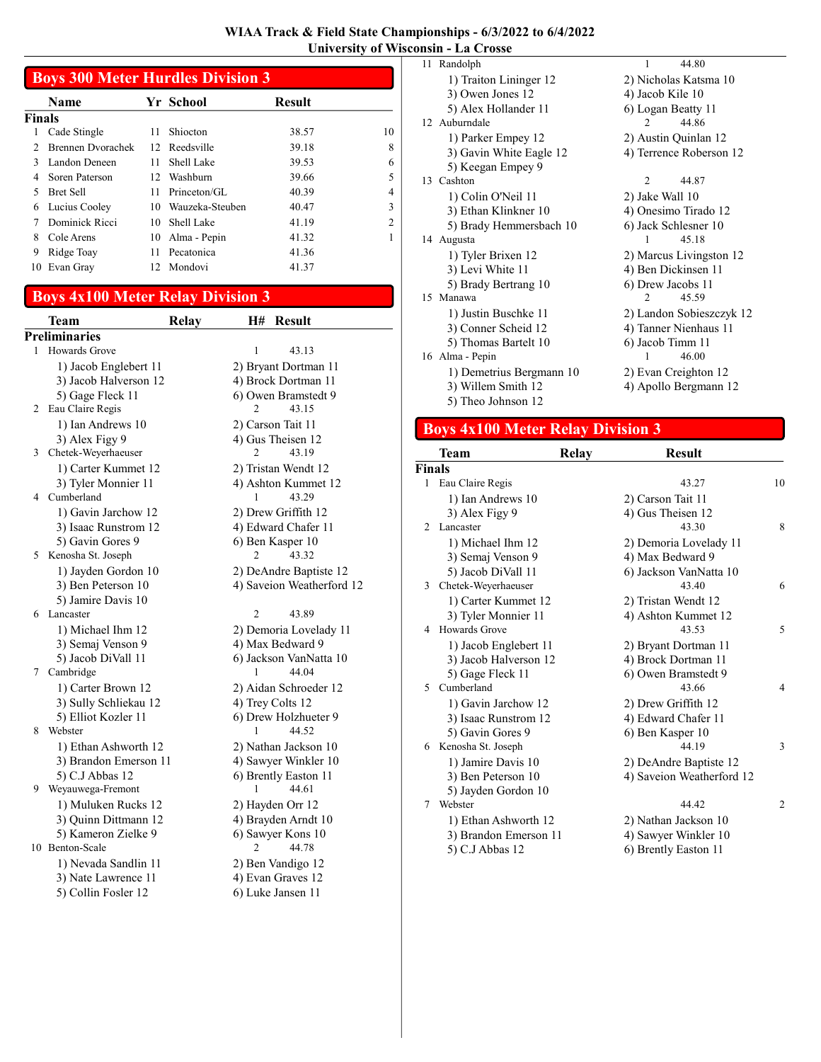# WIAA Track & Field State Championships - 6/3/2022 to 6/4/2022
## University of Wisconsin - La Crosse

## Boys 300 Meter Hurdles Division 3

**Finals**

| | Name | Yr | School | Result | |
|---|---|---|---|---|---|
| 1 | Cade Stingle | 11 | Shiocton | 38.57 | 10 |
| 2 | Brennen Dvorachek | 12 | Reedsville | 39.18 | 8 |
| 3 | Landon Deneen | 11 | Shell Lake | 39.53 | 6 |
| 4 | Soren Paterson | 12 | Washburn | 39.66 | 5 |
| 5 | Bret Sell | 11 | Princeton/GL | 40.39 | 4 |
| 6 | Lucius Cooley | 10 | Wauzeka-Steuben | 40.47 | 3 |
| 7 | Dominick Ricci | 10 | Shell Lake | 41.19 | 2 |
| 8 | Cole Arens | 10 | Alma - Pepin | 41.32 | 1 |
| 9 | Ridge Toay | 11 | Pecatonica | 41.36 | |
| 10 | Evan Gray | 12 | Mondovi | 41.37 | |

## Boys 4x100 Meter Relay Division 3

**Preliminaries**

| | Team | Relay | H# | Result |
|---|---|---|---|---|
| 1 | Howards Grove | | 1 | 43.13 |
| 2 | Eau Claire Regis | | 2 | 43.15 |
| 3 | Chetek-Weyerhaeuser | | 2 | 43.19 |
| 4 | Cumberland | | 1 | 43.29 |
| 5 | Kenosha St. Joseph | | 2 | 43.32 |
| 6 | Lancaster | | 2 | 43.89 |
| 7 | Cambridge | | 1 | 44.04 |
| 8 | Webster | | 1 | 44.52 |
| 9 | Weyauwega-Fremont | | 1 | 44.61 |
| 10 | Benton-Scale | | 2 | 44.78 |
| 11 | Randolph | | 1 | 44.80 |
| 12 | Auburndale | | 2 | 44.86 |
| 13 | Cashton | | 2 | 44.87 |
| 14 | Augusta | | 1 | 45.18 |
| 15 | Manawa | | 2 | 45.59 |
| 16 | Alma - Pepin | | 1 | 46.00 |

1 Howards Grove: 1) Jacob Englebert 11, 2) Bryant Dortman 11, 3) Jacob Halverson 12, 4) Brock Dortman 11, 5) Gage Fleck 11, 6) Owen Bramstedt 9

2 Eau Claire Regis: 1) Ian Andrews 10, 2) Carson Tait 11, 3) Alex Figy 9, 4) Gus Theisen 12

3 Chetek-Weyerhaeuser: 1) Carter Kummet 12, 2) Tristan Wendt 12, 3) Tyler Monnier 11, 4) Ashton Kummet 12

4 Cumberland: 1) Gavin Jarchow 12, 2) Drew Griffith 12, 3) Isaac Runstrom 12, 4) Edward Chafer 11, 5) Gavin Gores 9, 6) Ben Kasper 10

5 Kenosha St. Joseph: 1) Jayden Gordon 10, 2) DeAndre Baptiste 12, 3) Ben Peterson 10, 4) Saveion Weatherford 12, 5) Jamire Davis 10

6 Lancaster: 1) Michael Ihm 12, 2) Demoria Lovelady 11, 3) Semaj Venson 9, 4) Max Bedward 9, 5) Jacob DiVall 11, 6) Jackson VanNatta 10

7 Cambridge: 1) Carter Brown 12, 2) Aidan Schroeder 12, 3) Sully Schliekau 12, 4) Trey Colts 12, 5) Elliot Kozler 11, 6) Drew Holzhueter 9

8 Webster: 1) Ethan Ashworth 12, 2) Nathan Jackson 10, 3) Brandon Emerson 11, 4) Sawyer Winkler 10, 5) C.J Abbas 12, 6) Brently Easton 11

9 Weyauwega-Fremont: 1) Muluken Rucks 12, 2) Hayden Orr 12, 3) Quinn Dittmann 12, 4) Brayden Arndt 10, 5) Kameron Zielke 9, 6) Sawyer Kons 10

10 Benton-Scale: 1) Nevada Sandlin 11, 2) Ben Vandigo 12, 3) Nate Lawrence 11, 4) Evan Graves 12, 5) Collin Fosler 12, 6) Luke Jansen 11

11 Randolph: 1) Traiton Lininger 12, 2) Nicholas Katsma 10, 3) Owen Jones 12, 4) Jacob Kile 10, 5) Alex Hollander 11, 6) Logan Beatty 11

12 Auburndale: 1) Parker Empey 12, 2) Austin Quinlan 12, 3) Gavin White Eagle 12, 4) Terrence Roberson 12, 5) Keegan Empey 9

13 Cashton: 1) Colin O'Neil 11, 2) Jake Wall 10, 3) Ethan Klinkner 10, 4) Onesimo Tirado 12, 5) Brady Hemmersbach 10, 6) Jack Schlesner 10

14 Augusta: 1) Tyler Brixen 12, 2) Marcus Livingston 12, 3) Levi White 11, 4) Ben Dickinsen 11, 5) Brady Bertrang 10, 6) Drew Jacobs 11

15 Manawa: 1) Justin Buschke 11, 2) Landon Sobieszczyk 12, 3) Conner Scheid 12, 4) Tanner Nienhaus 11, 5) Thomas Bartelt 10, 6) Jacob Timm 11

16 Alma - Pepin: 1) Demetrius Bergmann 10, 2) Evan Creighton 12, 3) Willem Smith 12, 4) Apollo Bergmann 12, 5) Theo Johnson 12

## Boys 4x100 Meter Relay Division 3

**Finals**

| | Team | Relay | Result | |
|---|---|---|---|---|
| 1 | Eau Claire Regis | | 43.27 | 10 |
| 2 | Lancaster | | 43.30 | 8 |
| 3 | Chetek-Weyerhaeuser | | 43.40 | 6 |
| 4 | Howards Grove | | 43.53 | 5 |
| 5 | Cumberland | | 43.66 | 4 |
| 6 | Kenosha St. Joseph | | 44.19 | 3 |
| 7 | Webster | | 44.42 | 2 |

1 Eau Claire Regis: 1) Ian Andrews 10, 2) Carson Tait 11, 3) Alex Figy 9, 4) Gus Theisen 12

2 Lancaster: 1) Michael Ihm 12, 2) Demoria Lovelady 11, 3) Semaj Venson 9, 4) Max Bedward 9, 5) Jacob DiVall 11, 6) Jackson VanNatta 10

3 Chetek-Weyerhaeuser: 1) Carter Kummet 12, 2) Tristan Wendt 12, 3) Tyler Monnier 11, 4) Ashton Kummet 12

4 Howards Grove: 1) Jacob Englebert 11, 2) Bryant Dortman 11, 3) Jacob Halverson 12, 4) Brock Dortman 11, 5) Gage Fleck 11, 6) Owen Bramstedt 9

5 Cumberland: 1) Gavin Jarchow 12, 2) Drew Griffith 12, 3) Isaac Runstrom 12, 4) Edward Chafer 11, 5) Gavin Gores 9, 6) Ben Kasper 10

6 Kenosha St. Joseph: 1) Jamire Davis 10, 2) DeAndre Baptiste 12, 3) Ben Peterson 10, 4) Saveion Weatherford 12, 5) Jayden Gordon 10

7 Webster: 1) Ethan Ashworth 12, 2) Nathan Jackson 10, 3) Brandon Emerson 11, 4) Sawyer Winkler 10, 5) C.J Abbas 12, 6) Brently Easton 11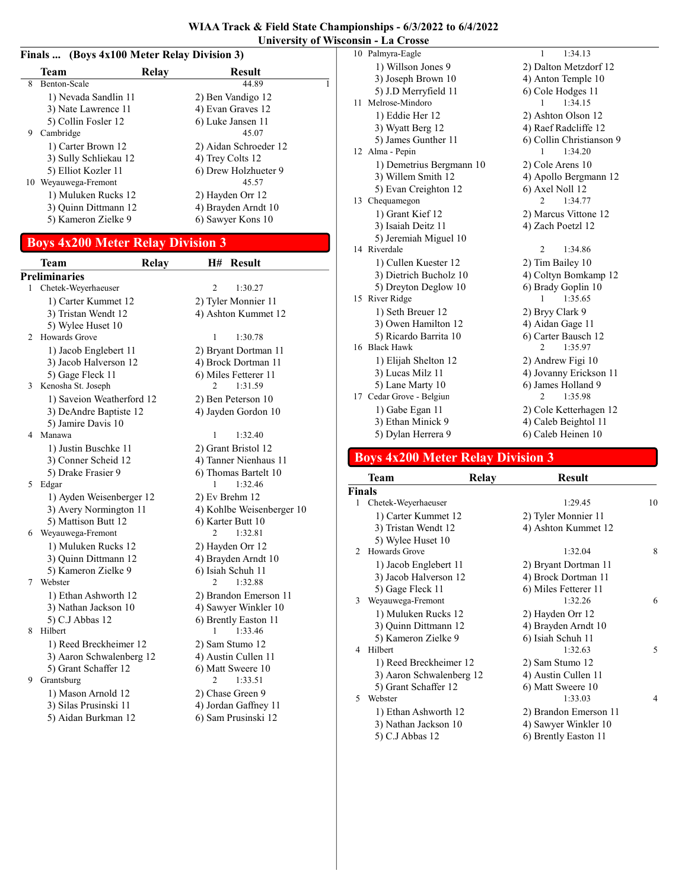## WIAA Track & Field State Championships - 6/3/2022 to 6/4/2022
### University of Wisconsin - La Crosse

**Finals ... (Boys 4x100 Meter Relay Division 3)**

| | Team | Relay | Result | |
|---|---|---|---|---|
| 8 | Benton-Scale | | 44.89 | 1 |
| | 1) Nevada Sandlin 11 | | 2) Ben Vandigo 12 | |
| | 3) Nate Lawrence 11 | | 4) Evan Graves 12 | |
| | 5) Collin Fosler 12 | | 6) Luke Jansen 11 | |
| 9 | Cambridge | | 45.07 | |
| | 1) Carter Brown 12 | | 2) Aidan Schroeder 12 | |
| | 3) Sully Schliekau 12 | | 4) Trey Colts 12 | |
| | 5) Elliot Kozler 11 | | 6) Drew Holzhueter 9 | |
| 10 | Weyauwega-Fremont | | 45.57 | |
| | 1) Muluken Rucks 12 | | 2) Hayden Orr 12 | |
| | 3) Quinn Dittmann 12 | | 4) Brayden Arndt 10 | |
| | 5) Kameron Zielke 9 | | 6) Sawyer Kons 10 | |

## Boys 4x200 Meter Relay Division 3

**Preliminaries**

| | Team | Relay | H# | Result |
|---|---|---|---|---|
| 1 | Chetek-Weyerhaeuser | | 2 | 1:30.27 |
| | 1) Carter Kummet 12 | | 2) Tyler Monnier 11 | |
| | 3) Tristan Wendt 12 | | 4) Ashton Kummet 12 | |
| | 5) Wylee Huset 10 | | | |
| 2 | Howards Grove | | 1 | 1:30.78 |
| | 1) Jacob Englebert 11 | | 2) Bryant Dortman 11 | |
| | 3) Jacob Halverson 12 | | 4) Brock Dortman 11 | |
| | 5) Gage Fleck 11 | | 6) Miles Fetterer 11 | |
| 3 | Kenosha St. Joseph | | 2 | 1:31.59 |
| | 1) Saveion Weatherford 12 | | 2) Ben Peterson 10 | |
| | 3) DeAndre Baptiste 12 | | 4) Jayden Gordon 10 | |
| | 5) Jamire Davis 10 | | | |
| 4 | Manawa | | 1 | 1:32.40 |
| | 1) Justin Buschke 11 | | 2) Grant Bristol 12 | |
| | 3) Conner Scheid 12 | | 4) Tanner Nienhaus 11 | |
| | 5) Drake Frasier 9 | | 6) Thomas Bartelt 10 | |
| 5 | Edgar | | 1 | 1:32.46 |
| | 1) Ayden Weisenberger 12 | | 2) Ev Brehm 12 | |
| | 3) Avery Normington 11 | | 4) Kohlbe Weisenberger 10 | |
| | 5) Mattison Butt 12 | | 6) Karter Butt 10 | |
| 6 | Weyauwega-Fremont | | 2 | 1:32.81 |
| | 1) Muluken Rucks 12 | | 2) Hayden Orr 12 | |
| | 3) Quinn Dittmann 12 | | 4) Brayden Arndt 10 | |
| | 5) Kameron Zielke 9 | | 6) Isiah Schuh 11 | |
| 7 | Webster | | 2 | 1:32.88 |
| | 1) Ethan Ashworth 12 | | 2) Brandon Emerson 11 | |
| | 3) Nathan Jackson 10 | | 4) Sawyer Winkler 10 | |
| | 5) C.J Abbas 12 | | 6) Brently Easton 11 | |
| 8 | Hilbert | | 1 | 1:33.46 |
| | 1) Reed Breckheimer 12 | | 2) Sam Stumo 12 | |
| | 3) Aaron Schwalenberg 12 | | 4) Austin Cullen 11 | |
| | 5) Grant Schaffer 12 | | 6) Matt Sweere 10 | |
| 9 | Grantsburg | | 2 | 1:33.51 |
| | 1) Mason Arnold 12 | | 2) Chase Green 9 | |
| | 3) Silas Prusinski 11 | | 4) Jordan Gaffney 11 | |
| | 5) Aidan Burkman 12 | | 6) Sam Prusinski 12 | |
| 10 | Palmyra-Eagle | | 1 | 1:34.13 |
| | 1) Willson Jones 9 | | 2) Dalton Metzdorf 12 | |
| | 3) Joseph Brown 10 | | 4) Anton Temple 10 | |
| | 5) J.D Merryfield 11 | | 6) Cole Hodges 11 | |
| 11 | Melrose-Mindoro | | 1 | 1:34.15 |
| | 1) Eddie Her 12 | | 2) Ashton Olson 12 | |
| | 3) Wyatt Berg 12 | | 4) Raef Radcliffe 12 | |
| | 5) James Gunther 11 | | 6) Collin Christianson 9 | |
| 12 | Alma - Pepin | | 1 | 1:34.20 |
| | 1) Demetrius Bergmann 10 | | 2) Cole Arens 10 | |
| | 3) Willem Smith 12 | | 4) Apollo Bergmann 12 | |
| | 5) Evan Creighton 12 | | 6) Axel Noll 12 | |
| 13 | Chequamegon | | 2 | 1:34.77 |
| | 1) Grant Kief 12 | | 2) Marcus Vittone 12 | |
| | 3) Isaiah Deitz 11 | | 4) Zach Poetzl 12 | |
| | 5) Jeremiah Miguel 10 | | | |
| 14 | Riverdale | | 2 | 1:34.86 |
| | 1) Cullen Kuester 12 | | 2) Tim Bailey 10 | |
| | 3) Dietrich Bucholz 10 | | 4) Coltyn Bomkamp 12 | |
| | 5) Dreyton Deglow 10 | | 6) Brady Goplin 10 | |
| 15 | River Ridge | | 1 | 1:35.65 |
| | 1) Seth Breuer 12 | | 2) Bryy Clark 9 | |
| | 3) Owen Hamilton 12 | | 4) Aidan Gage 11 | |
| | 5) Ricardo Barrita 10 | | 6) Carter Bausch 12 | |
| 16 | Black Hawk | | 2 | 1:35.97 |
| | 1) Elijah Shelton 12 | | 2) Andrew Figi 10 | |
| | 3) Lucas Milz 11 | | 4) Jovanny Erickson 11 | |
| | 5) Lane Marty 10 | | 6) James Holland 9 | |
| 17 | Cedar Grove - Belgiun | | 2 | 1:35.98 |
| | 1) Gabe Egan 11 | | 2) Cole Ketterhagen 12 | |
| | 3) Ethan Minick 9 | | 4) Caleb Beightol 11 | |
| | 5) Dylan Herrera 9 | | 6) Caleb Heinen 10 | |

## Boys 4x200 Meter Relay Division 3

**Finals**

| | Team | Relay | Result | |
|---|---|---|---|---|
| 1 | Chetek-Weyerhaeuser | | 1:29.45 | 10 |
| | 1) Carter Kummet 12 | | 2) Tyler Monnier 11 | |
| | 3) Tristan Wendt 12 | | 4) Ashton Kummet 12 | |
| | 5) Wylee Huset 10 | | | |
| 2 | Howards Grove | | 1:32.04 | 8 |
| | 1) Jacob Englebert 11 | | 2) Bryant Dortman 11 | |
| | 3) Jacob Halverson 12 | | 4) Brock Dortman 11 | |
| | 5) Gage Fleck 11 | | 6) Miles Fetterer 11 | |
| 3 | Weyauwega-Fremont | | 1:32.26 | 6 |
| | 1) Muluken Rucks 12 | | 2) Hayden Orr 12 | |
| | 3) Quinn Dittmann 12 | | 4) Brayden Arndt 10 | |
| | 5) Kameron Zielke 9 | | 6) Isiah Schuh 11 | |
| 4 | Hilbert | | 1:32.63 | 5 |
| | 1) Reed Breckheimer 12 | | 2) Sam Stumo 12 | |
| | 3) Aaron Schwalenberg 12 | | 4) Austin Cullen 11 | |
| | 5) Grant Schaffer 12 | | 6) Matt Sweere 10 | |
| 5 | Webster | | 1:33.03 | 4 |
| | 1) Ethan Ashworth 12 | | 2) Brandon Emerson 11 | |
| | 3) Nathan Jackson 10 | | 4) Sawyer Winkler 10 | |
| | 5) C.J Abbas 12 | | 6) Brently Easton 11 | |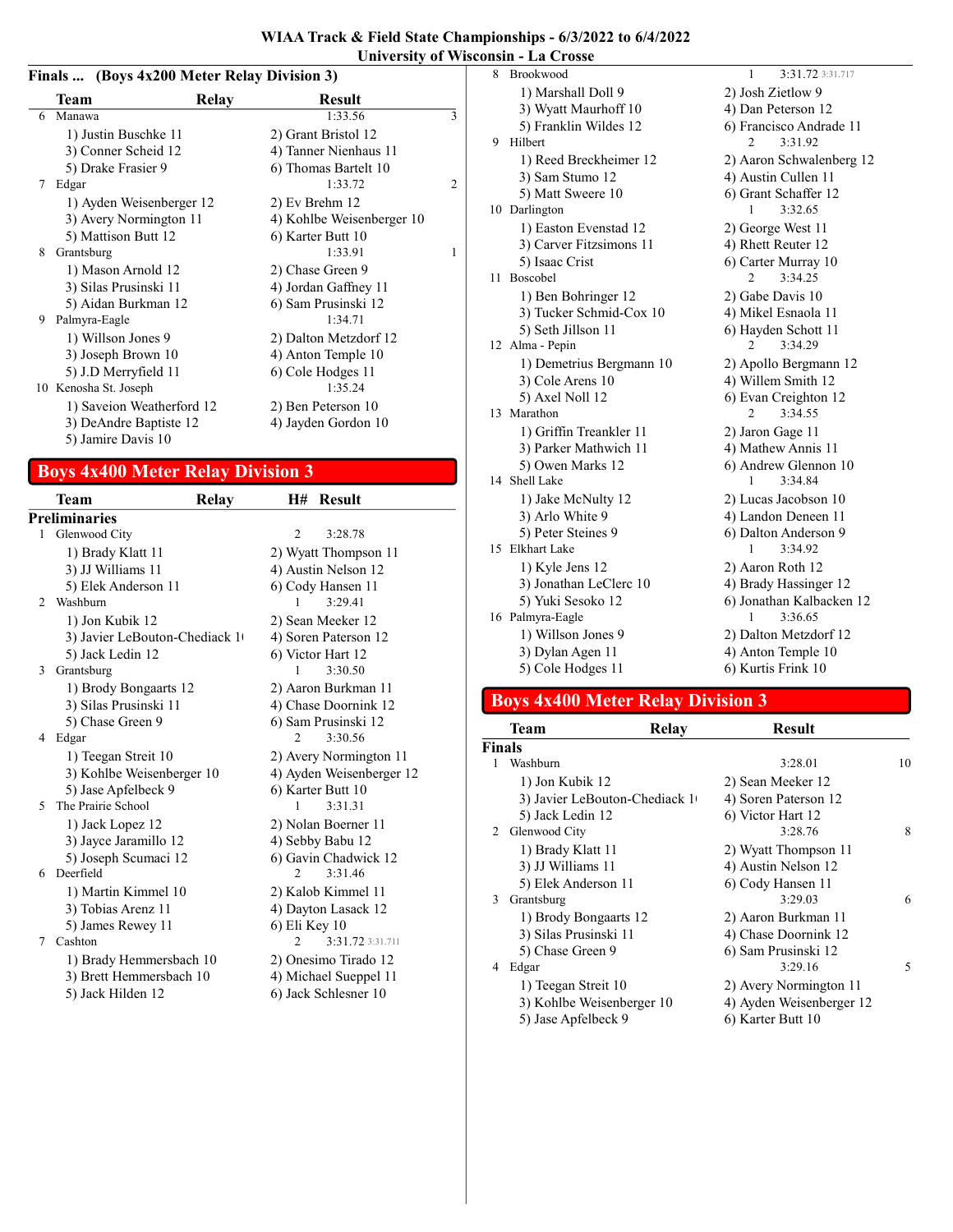## WIAA Track & Field State Championships - 6/3/2022 to 6/4/2022
## University of Wisconsin - La Crosse

### Finals ... (Boys 4x200 Meter Relay Division 3)

| | Team | Relay | Result | |
|---|---|---|---|---|
| 6 | Manawa | | 1:33.56 | 3 |
| | 1) Justin Buschke 11 | 2) Grant Bristol 12 | | |
| | 3) Conner Scheid 12 | 4) Tanner Nienhaus 11 | | |
| | 5) Drake Frasier 9 | 6) Thomas Bartelt 10 | | |
| 7 | Edgar | | 1:33.72 | 2 |
| | 1) Ayden Weisenberger 12 | 2) Ev Brehm 12 | | |
| | 3) Avery Normington 11 | 4) Kohlbe Weisenberger 10 | | |
| | 5) Mattison Butt 12 | 6) Karter Butt 10 | | |
| 8 | Grantsburg | | 1:33.91 | 1 |
| | 1) Mason Arnold 12 | 2) Chase Green 9 | | |
| | 3) Silas Prusinski 11 | 4) Jordan Gaffney 11 | | |
| | 5) Aidan Burkman 12 | 6) Sam Prusinski 12 | | |
| 9 | Palmyra-Eagle | | 1:34.71 | |
| | 1) Willson Jones 9 | 2) Dalton Metzdorf 12 | | |
| | 3) Joseph Brown 10 | 4) Anton Temple 10 | | |
| | 5) J.D Merryfield 11 | 6) Cole Hodges 11 | | |
| 10 | Kenosha St. Joseph | | 1:35.24 | |
| | 1) Saveion Weatherford 12 | 2) Ben Peterson 10 | | |
| | 3) DeAndre Baptiste 12 | 4) Jayden Gordon 10 | | |
| | 5) Jamire Davis 10 | | | |

## Boys 4x400 Meter Relay Division 3

### Preliminaries

| | Team | Relay | H# | Result |
|---|---|---|---|---|
| 1 | Glenwood City | | 2 | 3:28.78 |
| | 1) Brady Klatt 11 | 2) Wyatt Thompson 11 | | |
| | 3) JJ Williams 11 | 4) Austin Nelson 12 | | |
| | 5) Elek Anderson 11 | 6) Cody Hansen 11 | | |
| 2 | Washburn | | 1 | 3:29.41 |
| | 1) Jon Kubik 12 | 2) Sean Meeker 12 | | |
| | 3) Javier LeBouton-Chediack 1( | 4) Soren Paterson 12 | | |
| | 5) Jack Ledin 12 | 6) Victor Hart 12 | | |
| 3 | Grantsburg | | 1 | 3:30.50 |
| | 1) Brody Bongaarts 12 | 2) Aaron Burkman 11 | | |
| | 3) Silas Prusinski 11 | 4) Chase Doornink 12 | | |
| | 5) Chase Green 9 | 6) Sam Prusinski 12 | | |
| 4 | Edgar | | 2 | 3:30.56 |
| | 1) Teegan Streit 10 | 2) Avery Normington 11 | | |
| | 3) Kohlbe Weisenberger 10 | 4) Ayden Weisenberger 12 | | |
| | 5) Jase Apfelbeck 9 | 6) Karter Butt 10 | | |
| 5 | The Prairie School | | 1 | 3:31.31 |
| | 1) Jack Lopez 12 | 2) Nolan Boerner 11 | | |
| | 3) Jayce Jaramillo 12 | 4) Sebby Babu 12 | | |
| | 5) Joseph Scumaci 12 | 6) Gavin Chadwick 12 | | |
| 6 | Deerfield | | 2 | 3:31.46 |
| | 1) Martin Kimmel 10 | 2) Kalob Kimmel 11 | | |
| | 3) Tobias Arenz 11 | 4) Dayton Lasack 12 | | |
| | 5) James Rewey 11 | 6) Eli Key 10 | | |
| 7 | Cashton | | 2 | 3:31.72 3:31.711 |
| | 1) Brady Hemmersbach 10 | 2) Onesimo Tirado 12 | | |
| | 3) Brett Hemmersbach 10 | 4) Michael Sueppel 11 | | |
| | 5) Jack Hilden 12 | 6) Jack Schlesner 10 | | |
| 8 | Brookwood | | 1 | 3:31.72 3:31.717 |
| | 1) Marshall Doll 9 | 2) Josh Zietlow 9 | | |
| | 3) Wyatt Maurhoff 10 | 4) Dan Peterson 12 | | |
| | 5) Franklin Wildes 12 | 6) Francisco Andrade 11 | | |
| 9 | Hilbert | | 2 | 3:31.92 |
| | 1) Reed Breckheimer 12 | 2) Aaron Schwalenberg 12 | | |
| | 3) Sam Stumo 12 | 4) Austin Cullen 11 | | |
| | 5) Matt Sweere 10 | 6) Grant Schaffer 12 | | |
| 10 | Darlington | | 1 | 3:32.65 |
| | 1) Easton Evenstad 12 | 2) George West 11 | | |
| | 3) Carver Fitzsimons 11 | 4) Rhett Reuter 12 | | |
| | 5) Isaac Crist | 6) Carter Murray 10 | | |
| 11 | Boscobel | | 2 | 3:34.25 |
| | 1) Ben Bohringer 12 | 2) Gabe Davis 10 | | |
| | 3) Tucker Schmid-Cox 10 | 4) Mikel Esnaola 11 | | |
| | 5) Seth Jillson 11 | 6) Hayden Schott 11 | | |
| 12 | Alma - Pepin | | 2 | 3:34.29 |
| | 1) Demetrius Bergmann 10 | 2) Apollo Bergmann 12 | | |
| | 3) Cole Arens 10 | 4) Willem Smith 12 | | |
| | 5) Axel Noll 12 | 6) Evan Creighton 12 | | |
| 13 | Marathon | | 2 | 3:34.55 |
| | 1) Griffin Treankler 11 | 2) Jaron Gage 11 | | |
| | 3) Parker Mathwich 11 | 4) Mathew Annis 11 | | |
| | 5) Owen Marks 12 | 6) Andrew Glennon 10 | | |
| 14 | Shell Lake | | 1 | 3:34.84 |
| | 1) Jake McNulty 12 | 2) Lucas Jacobson 10 | | |
| | 3) Arlo White 9 | 4) Landon Deneen 11 | | |
| | 5) Peter Steines 9 | 6) Dalton Anderson 9 | | |
| 15 | Elkhart Lake | | 1 | 3:34.92 |
| | 1) Kyle Jens 12 | 2) Aaron Roth 12 | | |
| | 3) Jonathan LeClerc 10 | 4) Brady Hassinger 12 | | |
| | 5) Yuki Sesoko 12 | 6) Jonathan Kalbacken 12 | | |
| 16 | Palmyra-Eagle | | 1 | 3:36.65 |
| | 1) Willson Jones 9 | 2) Dalton Metzdorf 12 | | |
| | 3) Dylan Agen 11 | 4) Anton Temple 10 | | |
| | 5) Cole Hodges 11 | 6) Kurtis Frink 10 | | |

## Boys 4x400 Meter Relay Division 3

### Finals

| | Team | Relay | Result | |
|---|---|---|---|---|
| 1 | Washburn | | 3:28.01 | 10 |
| | 1) Jon Kubik 12 | 2) Sean Meeker 12 | | |
| | 3) Javier LeBouton-Chediack 1( | 4) Soren Paterson 12 | | |
| | 5) Jack Ledin 12 | 6) Victor Hart 12 | | |
| 2 | Glenwood City | | 3:28.76 | 8 |
| | 1) Brady Klatt 11 | 2) Wyatt Thompson 11 | | |
| | 3) JJ Williams 11 | 4) Austin Nelson 12 | | |
| | 5) Elek Anderson 11 | 6) Cody Hansen 11 | | |
| 3 | Grantsburg | | 3:29.03 | 6 |
| | 1) Brody Bongaarts 12 | 2) Aaron Burkman 11 | | |
| | 3) Silas Prusinski 11 | 4) Chase Doornink 12 | | |
| | 5) Chase Green 9 | 6) Sam Prusinski 12 | | |
| 4 | Edgar | | 3:29.16 | 5 |
| | 1) Teegan Streit 10 | 2) Avery Normington 11 | | |
| | 3) Kohlbe Weisenberger 10 | 4) Ayden Weisenberger 12 | | |
| | 5) Jase Apfelbeck 9 | 6) Karter Butt 10 | | |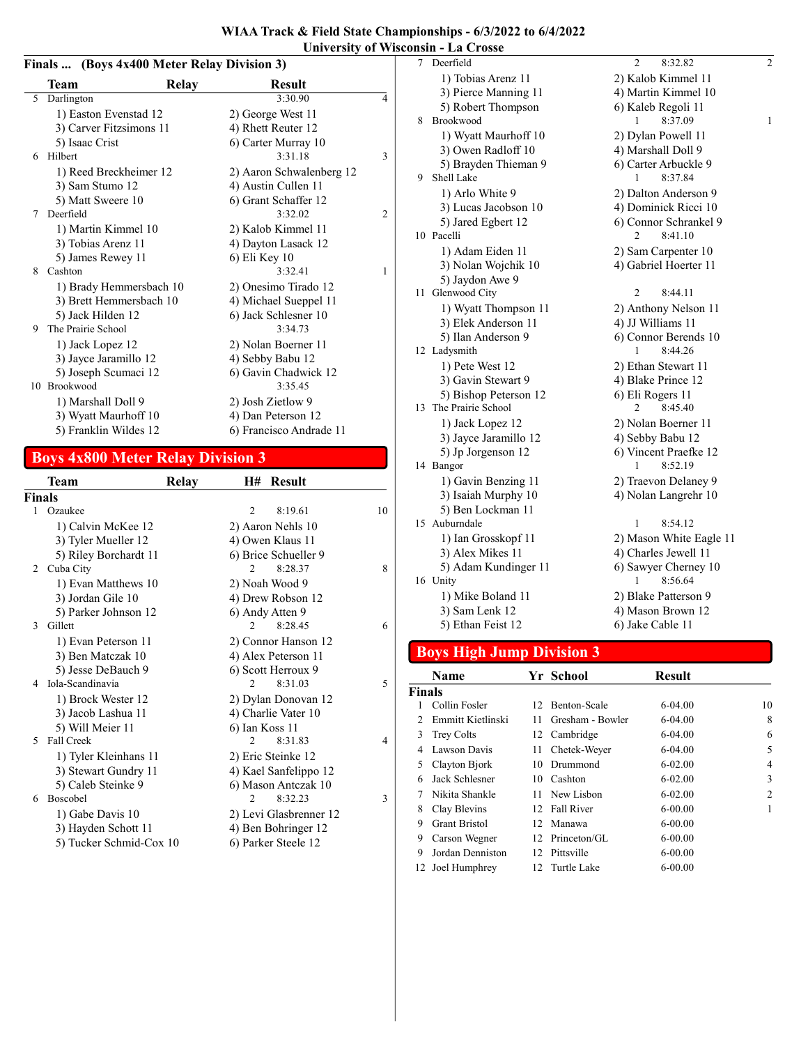# WIAA Track & Field State Championships - 6/3/2022 to 6/4/2022
## University of Wisconsin - La Crosse

### Finals ... (Boys 4x400 Meter Relay Division 3)

| | Team | Relay | Result | |
|---|---|---|---|---|
| 5 | Darlington | | 3:30.90 | 4 |
| | 1) Easton Evenstad 12 | | 2) George West 11 | |
| | 3) Carver Fitzsimons 11 | | 4) Rhett Reuter 12 | |
| | 5) Isaac Crist | | 6) Carter Murray 10 | |
| 6 | Hilbert | | 3:31.18 | 3 |
| | 1) Reed Breckheimer 12 | | 2) Aaron Schwalenberg 12 | |
| | 3) Sam Stumo 12 | | 4) Austin Cullen 11 | |
| | 5) Matt Sweere 10 | | 6) Grant Schaffer 12 | |
| 7 | Deerfield | | 3:32.02 | 2 |
| | 1) Martin Kimmel 10 | | 2) Kalob Kimmel 11 | |
| | 3) Tobias Arenz 11 | | 4) Dayton Lasack 12 | |
| | 5) James Rewey 11 | | 6) Eli Key 10 | |
| 8 | Cashton | | 3:32.41 | 1 |
| | 1) Brady Hemmersbach 10 | | 2) Onesimo Tirado 12 | |
| | 3) Brett Hemmersbach 10 | | 4) Michael Sueppel 11 | |
| | 5) Jack Hilden 12 | | 6) Jack Schlesner 10 | |
| 9 | The Prairie School | | 3:34.73 | |
| | 1) Jack Lopez 12 | | 2) Nolan Boerner 11 | |
| | 3) Jayce Jaramillo 12 | | 4) Sebby Babu 12 | |
| | 5) Joseph Scumaci 12 | | 6) Gavin Chadwick 12 | |
| 10 | Brookwood | | 3:35.45 | |
| | 1) Marshall Doll 9 | | 2) Josh Zietlow 9 | |
| | 3) Wyatt Maurhoff 10 | | 4) Dan Peterson 12 | |
| | 5) Franklin Wildes 12 | | 6) Francisco Andrade 11 | |

## Boys 4x800 Meter Relay Division 3

| | Team | Relay | H# | Result | |
|---|---|---|---|---|---|
| **Finals** | | | | | |
| 1 | Ozaukee | | 2 | 8:19.61 | 10 |
| | 1) Calvin McKee 12 | | 2) Aaron Nehls 10 | | |
| | 3) Tyler Mueller 12 | | 4) Owen Klaus 11 | | |
| | 5) Riley Borchardt 11 | | 6) Brice Schueller 9 | | |
| 2 | Cuba City | | 2 | 8:28.37 | 8 |
| | 1) Evan Matthews 10 | | 2) Noah Wood 9 | | |
| | 3) Jordan Gile 10 | | 4) Drew Robson 12 | | |
| | 5) Parker Johnson 12 | | 6) Andy Atten 9 | | |
| 3 | Gillett | | 2 | 8:28.45 | 6 |
| | 1) Evan Peterson 11 | | 2) Connor Hanson 12 | | |
| | 3) Ben Matczak 10 | | 4) Alex Peterson 11 | | |
| | 5) Jesse DeBauch 9 | | 6) Scott Herroux 9 | | |
| 4 | Iola-Scandinavia | | 2 | 8:31.03 | 5 |
| | 1) Brock Wester 12 | | 2) Dylan Donovan 12 | | |
| | 3) Jacob Lashua 11 | | 4) Charlie Vater 10 | | |
| | 5) Will Meier 11 | | 6) Ian Koss 11 | | |
| 5 | Fall Creek | | 2 | 8:31.83 | 4 |
| | 1) Tyler Kleinhans 11 | | 2) Eric Steinke 12 | | |
| | 3) Stewart Gundry 11 | | 4) Kael Sanfelippo 12 | | |
| | 5) Caleb Steinke 9 | | 6) Mason Antczak 10 | | |
| 6 | Boscobel | | 2 | 8:32.23 | 3 |
| | 1) Gabe Davis 10 | | 2) Levi Glasbrenner 12 | | |
| | 3) Hayden Schott 11 | | 4) Ben Bohringer 12 | | |
| | 5) Tucker Schmid-Cox 10 | | 6) Parker Steele 12 | | |
| 7 | Deerfield | | 2 | 8:32.82 | 2 |
| | 1) Tobias Arenz 11 | | 2) Kalob Kimmel 11 | | |
| | 3) Pierce Manning 11 | | 4) Martin Kimmel 10 | | |
| | 5) Robert Thompson | | 6) Kaleb Regoli 11 | | |
| 8 | Brookwood | | 1 | 8:37.09 | 1 |
| | 1) Wyatt Maurhoff 10 | | 2) Dylan Powell 11 | | |
| | 3) Owen Radloff 10 | | 4) Marshall Doll 9 | | |
| | 5) Brayden Thieman 9 | | 6) Carter Arbuckle 9 | | |
| 9 | Shell Lake | | 1 | 8:37.84 | |
| | 1) Arlo White 9 | | 2) Dalton Anderson 9 | | |
| | 3) Lucas Jacobson 10 | | 4) Dominick Ricci 10 | | |
| | 5) Jared Egbert 12 | | 6) Connor Schrankel 9 | | |
| 10 | Pacelli | | 2 | 8:41.10 | |
| | 1) Adam Eiden 11 | | 2) Sam Carpenter 10 | | |
| | 3) Nolan Wojchik 10 | | 4) Gabriel Hoerter 11 | | |
| | 5) Jaydon Awe 9 | | | | |
| 11 | Glenwood City | | 2 | 8:44.11 | |
| | 1) Wyatt Thompson 11 | | 2) Anthony Nelson 11 | | |
| | 3) Elek Anderson 11 | | 4) JJ Williams 11 | | |
| | 5) Ilan Anderson 9 | | 6) Connor Berends 10 | | |
| 12 | Ladysmith | | 1 | 8:44.26 | |
| | 1) Pete West 12 | | 2) Ethan Stewart 11 | | |
| | 3) Gavin Stewart 9 | | 4) Blake Prince 12 | | |
| | 5) Bishop Peterson 12 | | 6) Eli Rogers 11 | | |
| 13 | The Prairie School | | 2 | 8:45.40 | |
| | 1) Jack Lopez 12 | | 2) Nolan Boerner 11 | | |
| | 3) Jayce Jaramillo 12 | | 4) Sebby Babu 12 | | |
| | 5) Jp Jorgenson 12 | | 6) Vincent Praefke 12 | | |
| 14 | Bangor | | 1 | 8:52.19 | |
| | 1) Gavin Benzing 11 | | 2) Traevon Delaney 9 | | |
| | 3) Isaiah Murphy 10 | | 4) Nolan Langrehr 10 | | |
| | 5) Ben Lockman 11 | | | | |
| 15 | Auburndale | | 1 | 8:54.12 | |
| | 1) Ian Grosskopf 11 | | 2) Mason White Eagle 11 | | |
| | 3) Alex Mikes 11 | | 4) Charles Jewell 11 | | |
| | 5) Adam Kundinger 11 | | 6) Sawyer Cherney 10 | | |
| 16 | Unity | | 1 | 8:56.64 | |
| | 1) Mike Boland 11 | | 2) Blake Patterson 9 | | |
| | 3) Sam Lenk 12 | | 4) Mason Brown 12 | | |
| | 5) Ethan Feist 12 | | 6) Jake Cable 11 | | |

## Boys High Jump Division 3

| | Name | Yr | School | Result | |
|---|---|---|---|---|---|
| **Finals** | | | | | |
| 1 | Collin Fosler | 12 | Benton-Scale | 6-04.00 | 10 |
| 2 | Emmitt Kietlinski | 11 | Gresham - Bowler | 6-04.00 | 8 |
| 3 | Trey Colts | 12 | Cambridge | 6-04.00 | 6 |
| 4 | Lawson Davis | 11 | Chetek-Weyer | 6-04.00 | 5 |
| 5 | Clayton Bjork | 10 | Drummond | 6-02.00 | 4 |
| 6 | Jack Schlesner | 10 | Cashton | 6-02.00 | 3 |
| 7 | Nikita Shankle | 11 | New Lisbon | 6-02.00 | 2 |
| 8 | Clay Blevins | 12 | Fall River | 6-00.00 | 1 |
| 9 | Grant Bristol | 12 | Manawa | 6-00.00 | |
| 9 | Carson Wegner | 12 | Princeton/GL | 6-00.00 | |
| 9 | Jordan Denniston | 12 | Pittsville | 6-00.00 | |
| 12 | Joel Humphrey | 12 | Turtle Lake | 6-00.00 | |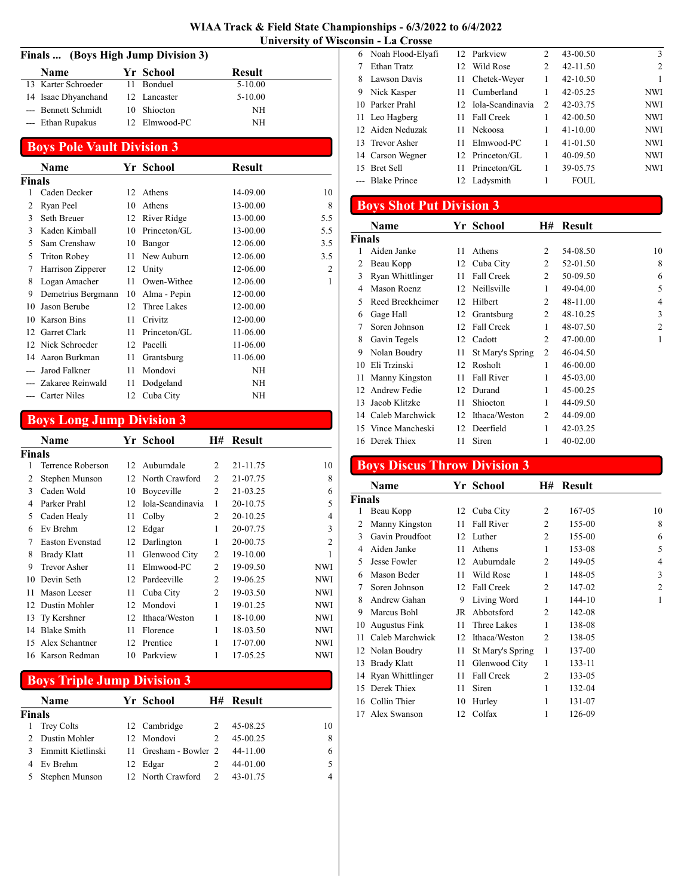# WIAA Track & Field State Championships - 6/3/2022 to 6/4/2022
## University of Wisconsin - La Crosse

### Finals ... (Boys High Jump Division 3)

| | Name | Yr | School | Result |
|---|---|---|---|---|
| 13 | Karter Schroeder | 11 | Bonduel | 5-10.00 |
| 14 | Isaac Dhyanchand | 12 | Lancaster | 5-10.00 |
| --- | Bennett Schmidt | 10 | Shiocton | NH |
| --- | Ethan Rupakus | 12 | Elmwood-PC | NH |

## Boys Pole Vault Division 3

**Finals**

| | Name | Yr | School | Result | |
|---|---|---|---|---|---|
| 1 | Caden Decker | 12 | Athens | 14-09.00 | 10 |
| 2 | Ryan Peel | 10 | Athens | 13-00.00 | 8 |
| 3 | Seth Breuer | 12 | River Ridge | 13-00.00 | 5.5 |
| 3 | Kaden Kimball | 10 | Princeton/GL | 13-00.00 | 5.5 |
| 5 | Sam Crenshaw | 10 | Bangor | 12-06.00 | 3.5 |
| 5 | Triton Robey | 11 | New Auburn | 12-06.00 | 3.5 |
| 7 | Harrison Zipperer | 12 | Unity | 12-06.00 | 2 |
| 8 | Logan Amacher | 11 | Owen-Withee | 12-06.00 | 1 |
| 9 | Demetrius Bergmann | 10 | Alma - Pepin | 12-00.00 | |
| 10 | Jason Berube | 12 | Three Lakes | 12-00.00 | |
| 10 | Karson Bins | 11 | Crivitz | 12-00.00 | |
| 12 | Garret Clark | 11 | Princeton/GL | 11-06.00 | |
| 12 | Nick Schroeder | 12 | Pacelli | 11-06.00 | |
| 14 | Aaron Burkman | 11 | Grantsburg | 11-06.00 | |
| --- | Jarod Falkner | 11 | Mondovi | NH | |
| --- | Zakaree Reinwald | 11 | Dodgeland | NH | |
| --- | Carter Niles | 12 | Cuba City | NH | |

## Boys Long Jump Division 3

**Finals**

| | Name | Yr | School | H# | Result | |
|---|---|---|---|---|---|---|
| 1 | Terrence Roberson | 12 | Auburndale | 2 | 21-11.75 | 10 |
| 2 | Stephen Munson | 12 | North Crawford | 2 | 21-07.75 | 8 |
| 3 | Caden Wold | 10 | Boyceville | 2 | 21-03.25 | 6 |
| 4 | Parker Prahl | 12 | Iola-Scandinavia | 1 | 20-10.75 | 5 |
| 5 | Caden Healy | 11 | Colby | 2 | 20-10.25 | 4 |
| 6 | Ev Brehm | 12 | Edgar | 1 | 20-07.75 | 3 |
| 7 | Easton Evenstad | 12 | Darlington | 1 | 20-00.75 | 2 |
| 8 | Brady Klatt | 11 | Glenwood City | 2 | 19-10.00 | 1 |
| 9 | Trevor Asher | 11 | Elmwood-PC | 2 | 19-09.50 | NWI |
| 10 | Devin Seth | 12 | Pardeeville | 2 | 19-06.25 | NWI |
| 11 | Mason Leeser | 11 | Cuba City | 2 | 19-03.50 | NWI |
| 12 | Dustin Mohler | 12 | Mondovi | 1 | 19-01.25 | NWI |
| 13 | Ty Kershner | 12 | Ithaca/Weston | 1 | 18-10.00 | NWI |
| 14 | Blake Smith | 11 | Florence | 1 | 18-03.50 | NWI |
| 15 | Alex Schantner | 12 | Prentice | 1 | 17-07.00 | NWI |
| 16 | Karson Redman | 10 | Parkview | 1 | 17-05.25 | NWI |

## Boys Triple Jump Division 3

**Finals**

| | Name | Yr | School | H# | Result | |
|---|---|---|---|---|---|---|
| 1 | Trey Colts | 12 | Cambridge | 2 | 45-08.25 | 10 |
| 2 | Dustin Mohler | 12 | Mondovi | 2 | 45-00.25 | 8 |
| 3 | Emmitt Kietlinski | 11 | Gresham - Bowler | 2 | 44-11.00 | 6 |
| 4 | Ev Brehm | 12 | Edgar | 2 | 44-01.00 | 5 |
| 5 | Stephen Munson | 12 | North Crawford | 2 | 43-01.75 | 4 |
| 6 | Noah Flood-Elyafi | 12 | Parkview | 2 | 43-00.50 | 3 |
| 7 | Ethan Tratz | 12 | Wild Rose | 2 | 42-11.50 | 2 |
| 8 | Lawson Davis | 11 | Chetek-Weyer | 1 | 42-10.50 | 1 |
| 9 | Nick Kasper | 11 | Cumberland | 1 | 42-05.25 | NWI |
| 10 | Parker Prahl | 12 | Iola-Scandinavia | 2 | 42-03.75 | NWI |
| 11 | Leo Hagberg | 11 | Fall Creek | 1 | 42-00.50 | NWI |
| 12 | Aiden Neduzak | 11 | Nekoosa | 1 | 41-10.00 | NWI |
| 13 | Trevor Asher | 11 | Elmwood-PC | 1 | 41-01.50 | NWI |
| 14 | Carson Wegner | 12 | Princeton/GL | 1 | 40-09.50 | NWI |
| 15 | Bret Sell | 11 | Princeton/GL | 1 | 39-05.75 | NWI |
| --- | Blake Prince | 12 | Ladysmith | 1 | FOUL | |

## Boys Shot Put Division 3

**Finals**

| | Name | Yr | School | H# | Result | |
|---|---|---|---|---|---|---|
| 1 | Aiden Janke | 11 | Athens | 2 | 54-08.50 | 10 |
| 2 | Beau Kopp | 12 | Cuba City | 2 | 52-01.50 | 8 |
| 3 | Ryan Whittlinger | 11 | Fall Creek | 2 | 50-09.50 | 6 |
| 4 | Mason Roenz | 12 | Neillsville | 1 | 49-04.00 | 5 |
| 5 | Reed Breckheimer | 12 | Hilbert | 2 | 48-11.00 | 4 |
| 6 | Gage Hall | 12 | Grantsburg | 2 | 48-10.25 | 3 |
| 7 | Soren Johnson | 12 | Fall Creek | 1 | 48-07.50 | 2 |
| 8 | Gavin Tegels | 12 | Cadott | 2 | 47-00.00 | 1 |
| 9 | Nolan Boudry | 11 | St Mary's Spring | 2 | 46-04.50 | |
| 10 | Eli Trzinski | 12 | Rosholt | 1 | 46-00.00 | |
| 11 | Manny Kingston | 11 | Fall River | 1 | 45-03.00 | |
| 12 | Andrew Fedie | 12 | Durand | 1 | 45-00.25 | |
| 13 | Jacob Klitzke | 11 | Shiocton | 1 | 44-09.50 | |
| 14 | Caleb Marchwick | 12 | Ithaca/Weston | 2 | 44-09.00 | |
| 15 | Vince Mancheski | 12 | Deerfield | 1 | 42-03.25 | |
| 16 | Derek Thiex | 11 | Siren | 1 | 40-02.00 | |

## Boys Discus Throw Division 3

**Finals**

| | Name | Yr | School | H# | Result | |
|---|---|---|---|---|---|---|
| 1 | Beau Kopp | 12 | Cuba City | 2 | 167-05 | 10 |
| 2 | Manny Kingston | 11 | Fall River | 2 | 155-00 | 8 |
| 3 | Gavin Proudfoot | 12 | Luther | 2 | 155-00 | 6 |
| 4 | Aiden Janke | 11 | Athens | 1 | 153-08 | 5 |
| 5 | Jesse Fowler | 12 | Auburndale | 2 | 149-05 | 4 |
| 6 | Mason Beder | 11 | Wild Rose | 1 | 148-05 | 3 |
| 7 | Soren Johnson | 12 | Fall Creek | 2 | 147-02 | 2 |
| 8 | Andrew Gahan | 9 | Living Word | 1 | 144-10 | 1 |
| 9 | Marcus Bohl | JR | Abbotsford | 2 | 142-08 | |
| 10 | Augustus Fink | 11 | Three Lakes | 1 | 138-08 | |
| 11 | Caleb Marchwick | 12 | Ithaca/Weston | 2 | 138-05 | |
| 12 | Nolan Boudry | 11 | St Mary's Spring | 1 | 137-00 | |
| 13 | Brady Klatt | 11 | Glenwood City | 1 | 133-11 | |
| 14 | Ryan Whittlinger | 11 | Fall Creek | 2 | 133-05 | |
| 15 | Derek Thiex | 11 | Siren | 1 | 132-04 | |
| 16 | Collin Thier | 10 | Hurley | 1 | 131-07 | |
| 17 | Alex Swanson | 12 | Colfax | 1 | 126-09 | |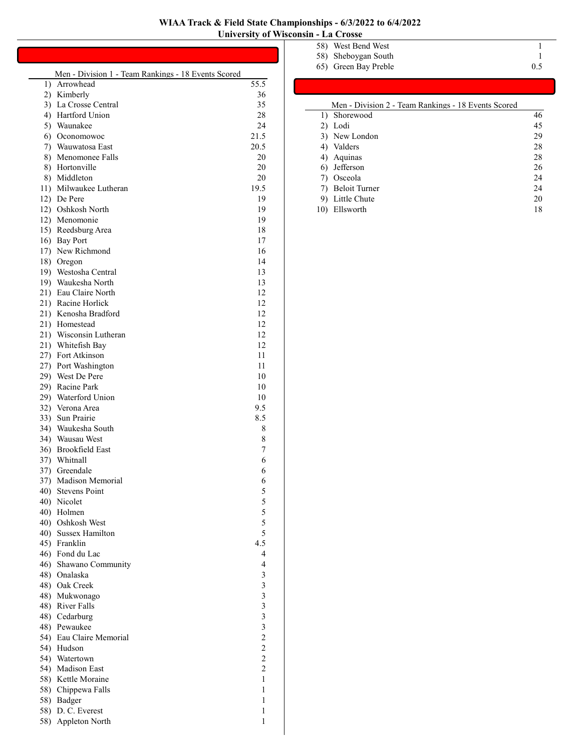# WIAA Track & Field State Championships - 6/3/2022 to 6/4/2022
## University of Wisconsin - La Crosse

Men - Division 1 - Team Rankings - 18 Events Scored

| Rank | Team | Points |
|---|---|---|
| 1) | Arrowhead | 55.5 |
| 2) | Kimberly | 36 |
| 3) | La Crosse Central | 35 |
| 4) | Hartford Union | 28 |
| 5) | Waunakee | 24 |
| 6) | Oconomowoc | 21.5 |
| 7) | Wauwatosa East | 20.5 |
| 8) | Menomonee Falls | 20 |
| 8) | Hortonville | 20 |
| 8) | Middleton | 20 |
| 11) | Milwaukee Lutheran | 19.5 |
| 12) | De Pere | 19 |
| 12) | Oshkosh North | 19 |
| 12) | Menomonie | 19 |
| 15) | Reedsburg Area | 18 |
| 16) | Bay Port | 17 |
| 17) | New Richmond | 16 |
| 18) | Oregon | 14 |
| 19) | Westosha Central | 13 |
| 19) | Waukesha North | 13 |
| 21) | Eau Claire North | 12 |
| 21) | Racine Horlick | 12 |
| 21) | Kenosha Bradford | 12 |
| 21) | Homestead | 12 |
| 21) | Wisconsin Lutheran | 12 |
| 21) | Whitefish Bay | 12 |
| 27) | Fort Atkinson | 11 |
| 27) | Port Washington | 11 |
| 29) | West De Pere | 10 |
| 29) | Racine Park | 10 |
| 29) | Waterford Union | 10 |
| 32) | Verona Area | 9.5 |
| 33) | Sun Prairie | 8.5 |
| 34) | Waukesha South | 8 |
| 34) | Wausau West | 8 |
| 36) | Brookfield East | 7 |
| 37) | Whitnall | 6 |
| 37) | Greendale | 6 |
| 37) | Madison Memorial | 6 |
| 40) | Stevens Point | 5 |
| 40) | Nicolet | 5 |
| 40) | Holmen | 5 |
| 40) | Oshkosh West | 5 |
| 40) | Sussex Hamilton | 5 |
| 45) | Franklin | 4.5 |
| 46) | Fond du Lac | 4 |
| 46) | Shawano Community | 4 |
| 48) | Onalaska | 3 |
| 48) | Oak Creek | 3 |
| 48) | Mukwonago | 3 |
| 48) | River Falls | 3 |
| 48) | Cedarburg | 3 |
| 48) | Pewaukee | 3 |
| 54) | Eau Claire Memorial | 2 |
| 54) | Hudson | 2 |
| 54) | Watertown | 2 |
| 54) | Madison East | 2 |
| 58) | Kettle Moraine | 1 |
| 58) | Chippewa Falls | 1 |
| 58) | Badger | 1 |
| 58) | D. C. Everest | 1 |
| 58) | Appleton North | 1 |
| 58) | West Bend West | 1 |
| 58) | Sheboygan South | 1 |
| 65) | Green Bay Preble | 0.5 |

Men - Division 2 - Team Rankings - 18 Events Scored

| Rank | Team | Points |
|---|---|---|
| 1) | Shorewood | 46 |
| 2) | Lodi | 45 |
| 3) | New London | 29 |
| 4) | Valders | 28 |
| 4) | Aquinas | 28 |
| 6) | Jefferson | 26 |
| 7) | Osceola | 24 |
| 7) | Beloit Turner | 24 |
| 9) | Little Chute | 20 |
| 10) | Ellsworth | 18 |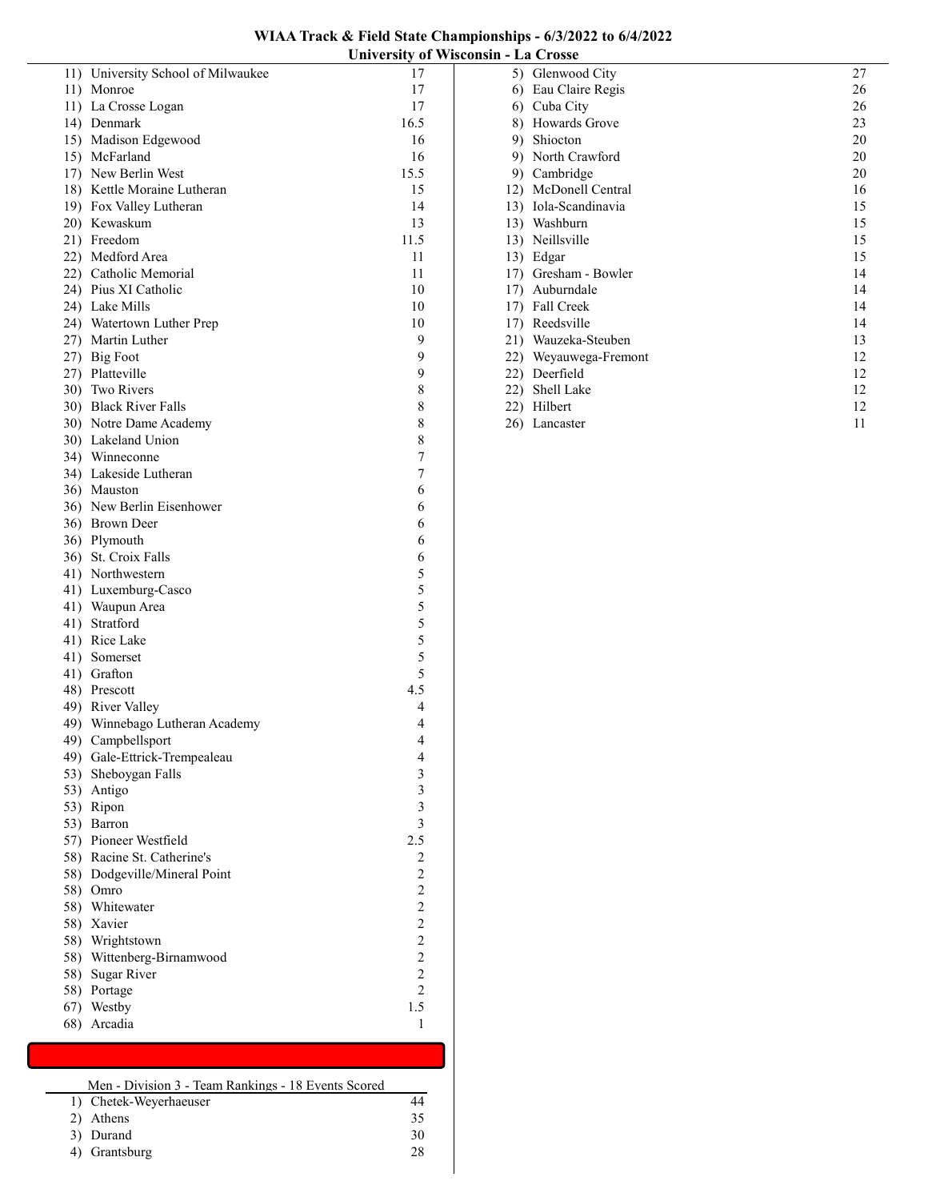| Rank | Team | Points |
|---|---|---|
| 11) | University School of Milwaukee | 17 |
| 11) | Monroe | 17 |
| 11) | La Crosse Logan | 17 |
| 14) | Denmark | 16.5 |
| 15) | Madison Edgewood | 16 |
| 15) | McFarland | 16 |
| 17) | New Berlin West | 15.5 |
| 18) | Kettle Moraine Lutheran | 15 |
| 19) | Fox Valley Lutheran | 14 |
| 20) | Kewaskum | 13 |
| 21) | Freedom | 11.5 |
| 22) | Medford Area | 11 |
| 22) | Catholic Memorial | 11 |
| 24) | Pius XI Catholic | 10 |
| 24) | Lake Mills | 10 |
| 24) | Watertown Luther Prep | 10 |
| 27) | Martin Luther | 9 |
| 27) | Big Foot | 9 |
| 27) | Platteville | 9 |
| 30) | Two Rivers | 8 |
| 30) | Black River Falls | 8 |
| 30) | Notre Dame Academy | 8 |
| 30) | Lakeland Union | 8 |
| 34) | Winneconne | 7 |
| 34) | Lakeside Lutheran | 7 |
| 36) | Mauston | 6 |
| 36) | New Berlin Eisenhower | 6 |
| 36) | Brown Deer | 6 |
| 36) | Plymouth | 6 |
| 36) | St. Croix Falls | 6 |
| 41) | Northwestern | 5 |
| 41) | Luxemburg-Casco | 5 |
| 41) | Waupun Area | 5 |
| 41) | Stratford | 5 |
| 41) | Rice Lake | 5 |
| 41) | Somerset | 5 |
| 41) | Grafton | 5 |
| 48) | Prescott | 4.5 |
| 49) | River Valley | 4 |
| 49) | Winnebago Lutheran Academy | 4 |
| 49) | Campbellsport | 4 |
| 49) | Gale-Ettrick-Trempealeau | 4 |
| 53) | Sheboygan Falls | 3 |
| 53) | Antigo | 3 |
| 53) | Ripon | 3 |
| 53) | Barron | 3 |
| 57) | Pioneer Westfield | 2.5 |
| 58) | Racine St. Catherine's | 2 |
| 58) | Dodgeville/Mineral Point | 2 |
| 58) | Omro | 2 |
| 58) | Whitewater | 2 |
| 58) | Xavier | 2 |
| 58) | Wrightstown | 2 |
| 58) | Wittenberg-Birnamwood | 2 |
| 58) | Sugar River | 2 |
| 58) | Portage | 2 |
| 67) | Westby | 1.5 |
| 68) | Arcadia | 1 |

## Men - Division 3 - Team Rankings - 18 Events Scored

| Rank | Team | Points |
|---|---|---|
| 1) | Chetek-Weyerhaeuser | 44 |
| 2) | Athens | 35 |
| 3) | Durand | 30 |
| 4) | Grantsburg | 28 |
| 5) | Glenwood City | 27 |
| 6) | Eau Claire Regis | 26 |
| 6) | Cuba City | 26 |
| 8) | Howards Grove | 23 |
| 9) | Shiocton | 20 |
| 9) | North Crawford | 20 |
| 9) | Cambridge | 20 |
| 12) | McDonell Central | 16 |
| 13) | Iola-Scandinavia | 15 |
| 13) | Washburn | 15 |
| 13) | Neillsville | 15 |
| 13) | Edgar | 15 |
| 17) | Gresham - Bowler | 14 |
| 17) | Auburndale | 14 |
| 17) | Fall Creek | 14 |
| 17) | Reedsville | 14 |
| 21) | Wauzeka-Steuben | 13 |
| 22) | Weyauwega-Fremont | 12 |
| 22) | Deerfield | 12 |
| 22) | Shell Lake | 12 |
| 22) | Hilbert | 12 |
| 26) | Lancaster | 11 |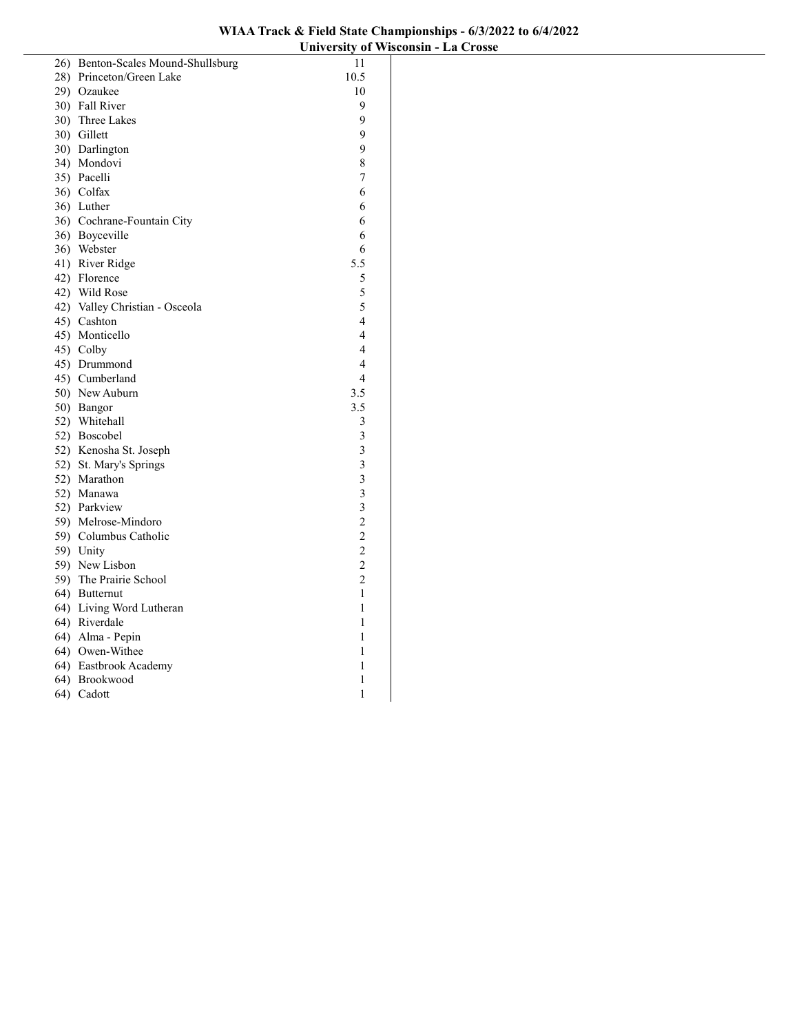| | | |
|---|---|---|
| 26) | Benton-Scales Mound-Shullsburg | 11 |
| 28) | Princeton/Green Lake | 10.5 |
| 29) | Ozaukee | 10 |
| 30) | Fall River | 9 |
| 30) | Three Lakes | 9 |
| 30) | Gillett | 9 |
| 30) | Darlington | 9 |
| 34) | Mondovi | 8 |
| 35) | Pacelli | 7 |
| 36) | Colfax | 6 |
| 36) | Luther | 6 |
| 36) | Cochrane-Fountain City | 6 |
| 36) | Boyceville | 6 |
| 36) | Webster | 6 |
| 41) | River Ridge | 5.5 |
| 42) | Florence | 5 |
| 42) | Wild Rose | 5 |
| 42) | Valley Christian - Osceola | 5 |
| 45) | Cashton | 4 |
| 45) | Monticello | 4 |
| 45) | Colby | 4 |
| 45) | Drummond | 4 |
| 45) | Cumberland | 4 |
| 50) | New Auburn | 3.5 |
| 50) | Bangor | 3.5 |
| 52) | Whitehall | 3 |
| 52) | Boscobel | 3 |
| 52) | Kenosha St. Joseph | 3 |
| 52) | St. Mary's Springs | 3 |
| 52) | Marathon | 3 |
| 52) | Manawa | 3 |
| 52) | Parkview | 3 |
| 59) | Melrose-Mindoro | 2 |
| 59) | Columbus Catholic | 2 |
| 59) | Unity | 2 |
| 59) | New Lisbon | 2 |
| 59) | The Prairie School | 2 |
| 64) | Butternut | 1 |
| 64) | Living Word Lutheran | 1 |
| 64) | Riverdale | 1 |
| 64) | Alma - Pepin | 1 |
| 64) | Owen-Withee | 1 |
| 64) | Eastbrook Academy | 1 |
| 64) | Brookwood | 1 |
| 64) | Cadott | 1 |